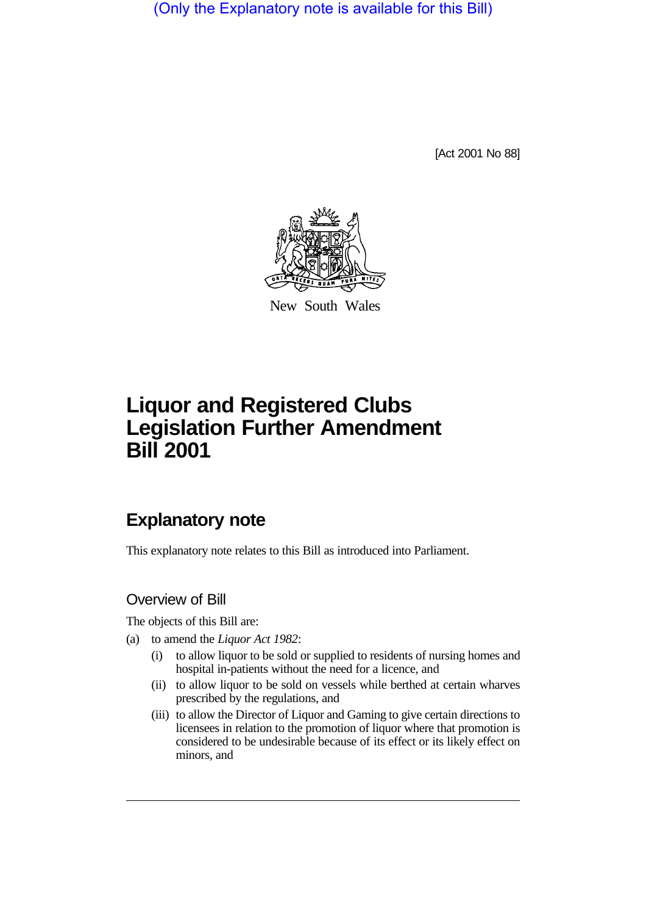(Only the Explanatory note is available for this Bill)

[Act 2001 No 88]

New South Wales

# Liquor and Registered Clubs Legislation Further Amendment Bill 2001

## Explanatory note

This explanatory note relates to this Bill as introduced into Parliament.

### Overview of Bill

The objects of this Bill are:

(a) to amend the *Liquor Act 1982*:

   (i) to allow liquor to be sold or supplied to residents of nursing homes and hospital in-patients without the need for a licence, and

   (ii) to allow liquor to be sold on vessels while berthed at certain wharves prescribed by the regulations, and

   (iii) to allow the Director of Liquor and Gaming to give certain directions to licensees in relation to the promotion of liquor where that promotion is considered to be undesirable because of its effect or its likely effect on minors, and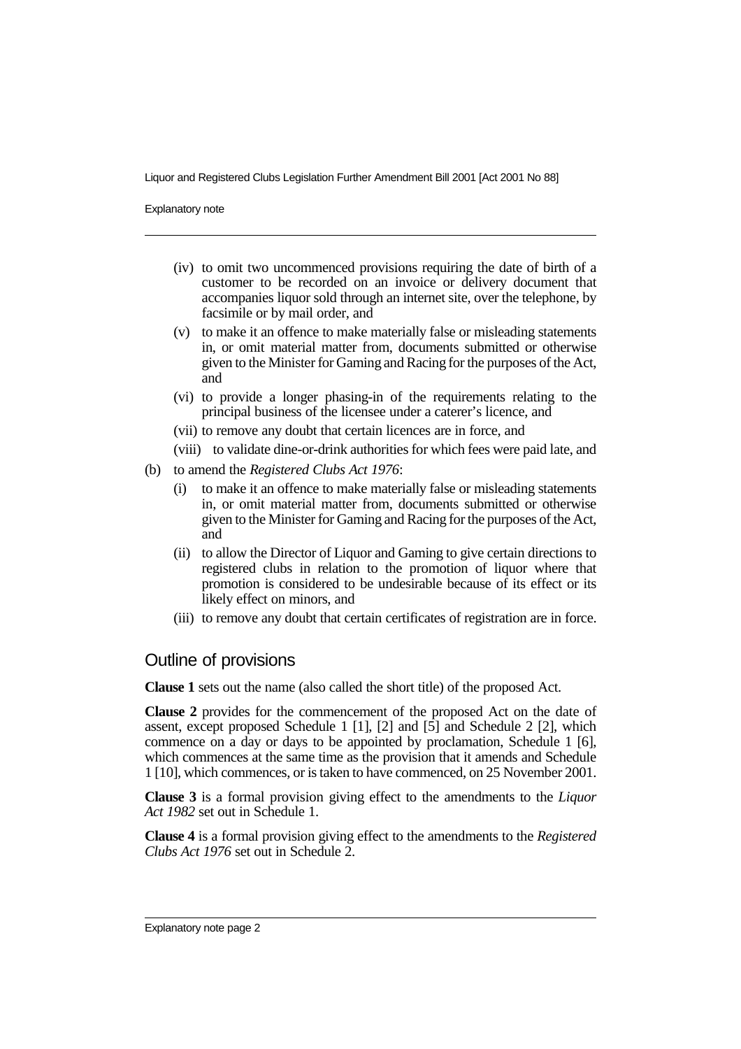(iv) to omit two uncommenced provisions requiring the date of birth of a customer to be recorded on an invoice or delivery document that accompanies liquor sold through an internet site, over the telephone, by facsimile or by mail order, and

(v) to make it an offence to make materially false or misleading statements in, or omit material matter from, documents submitted or otherwise given to the Minister for Gaming and Racing for the purposes of the Act, and

(vi) to provide a longer phasing-in of the requirements relating to the principal business of the licensee under a caterer's licence, and

(vii) to remove any doubt that certain licences are in force, and

(viii) to validate dine-or-drink authorities for which fees were paid late, and

(b) to amend the *Registered Clubs Act 1976*:

(i) to make it an offence to make materially false or misleading statements in, or omit material matter from, documents submitted or otherwise given to the Minister for Gaming and Racing for the purposes of the Act, and

(ii) to allow the Director of Liquor and Gaming to give certain directions to registered clubs in relation to the promotion of liquor where that promotion is considered to be undesirable because of its effect or its likely effect on minors, and

(iii) to remove any doubt that certain certificates of registration are in force.

## Outline of provisions

**Clause 1** sets out the name (also called the short title) of the proposed Act.

**Clause 2** provides for the commencement of the proposed Act on the date of assent, except proposed Schedule 1 [1], [2] and [5] and Schedule 2 [2], which commence on a day or days to be appointed by proclamation, Schedule 1 [6], which commences at the same time as the provision that it amends and Schedule 1 [10], which commences, or is taken to have commenced, on 25 November 2001.

**Clause 3** is a formal provision giving effect to the amendments to the *Liquor Act 1982* set out in Schedule 1.

**Clause 4** is a formal provision giving effect to the amendments to the *Registered Clubs Act 1976* set out in Schedule 2.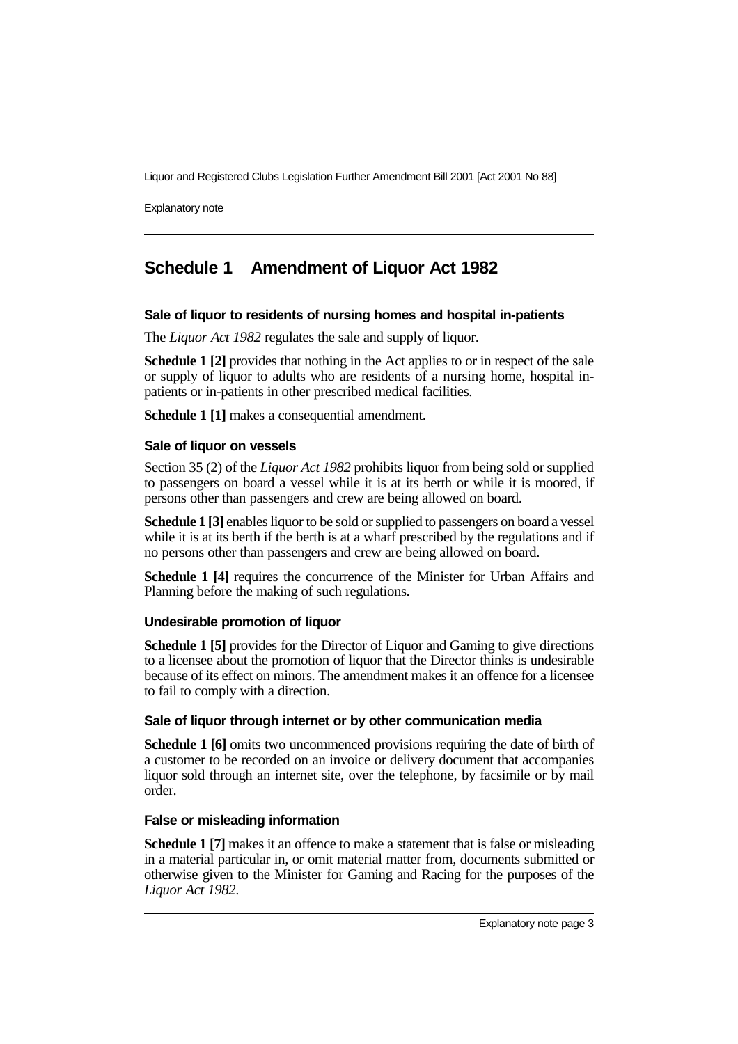## Schedule 1 Amendment of Liquor Act 1982

### Sale of liquor to residents of nursing homes and hospital in-patients

The *Liquor Act 1982* regulates the sale and supply of liquor.

**Schedule 1 [2]** provides that nothing in the Act applies to or in respect of the sale or supply of liquor to adults who are residents of a nursing home, hospital in-patients or in-patients in other prescribed medical facilities.

**Schedule 1 [1]** makes a consequential amendment.

### Sale of liquor on vessels

Section 35 (2) of the *Liquor Act 1982* prohibits liquor from being sold or supplied to passengers on board a vessel while it is at its berth or while it is moored, if persons other than passengers and crew are being allowed on board.

**Schedule 1 [3]** enables liquor to be sold or supplied to passengers on board a vessel while it is at its berth if the berth is at a wharf prescribed by the regulations and if no persons other than passengers and crew are being allowed on board.

**Schedule 1 [4]** requires the concurrence of the Minister for Urban Affairs and Planning before the making of such regulations.

### Undesirable promotion of liquor

**Schedule 1 [5]** provides for the Director of Liquor and Gaming to give directions to a licensee about the promotion of liquor that the Director thinks is undesirable because of its effect on minors. The amendment makes it an offence for a licensee to fail to comply with a direction.

### Sale of liquor through internet or by other communication media

**Schedule 1 [6]** omits two uncommenced provisions requiring the date of birth of a customer to be recorded on an invoice or delivery document that accompanies liquor sold through an internet site, over the telephone, by facsimile or by mail order.

### False or misleading information

**Schedule 1 [7]** makes it an offence to make a statement that is false or misleading in a material particular in, or omit material matter from, documents submitted or otherwise given to the Minister for Gaming and Racing for the purposes of the *Liquor Act 1982*.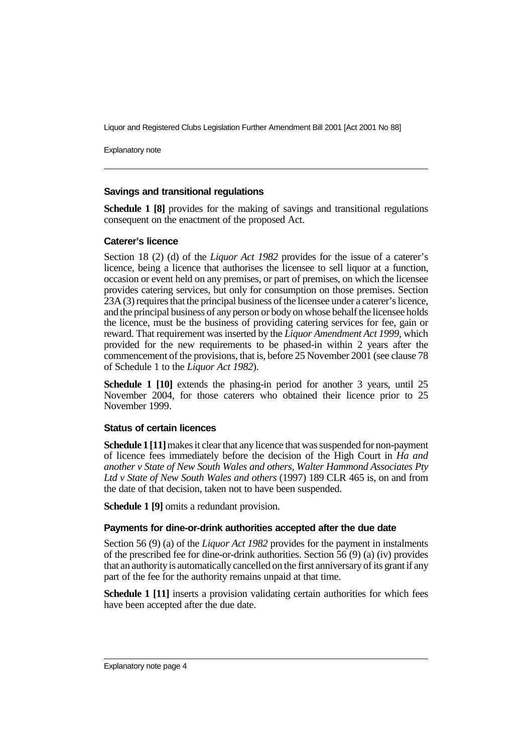### Savings and transitional regulations

**Schedule 1 [8]** provides for the making of savings and transitional regulations consequent on the enactment of the proposed Act.

### Caterer's licence

Section 18 (2) (d) of the *Liquor Act 1982* provides for the issue of a caterer's licence, being a licence that authorises the licensee to sell liquor at a function, occasion or event held on any premises, or part of premises, on which the licensee provides catering services, but only for consumption on those premises. Section 23A (3) requires that the principal business of the licensee under a caterer's licence, and the principal business of any person or body on whose behalf the licensee holds the licence, must be the business of providing catering services for fee, gain or reward. That requirement was inserted by the *Liquor Amendment Act 1999*, which provided for the new requirements to be phased-in within 2 years after the commencement of the provisions, that is, before 25 November 2001 (see clause 78 of Schedule 1 to the *Liquor Act 1982*).

**Schedule 1 [10]** extends the phasing-in period for another 3 years, until 25 November 2004, for those caterers who obtained their licence prior to 25 November 1999.

### Status of certain licences

**Schedule 1 [11]** makes it clear that any licence that was suspended for non-payment of licence fees immediately before the decision of the High Court in *Ha and another v State of New South Wales and others, Walter Hammond Associates Pty Ltd v State of New South Wales and others* (1997) 189 CLR 465 is, on and from the date of that decision, taken not to have been suspended.

**Schedule 1 [9]** omits a redundant provision.

### Payments for dine-or-drink authorities accepted after the due date

Section 56 (9) (a) of the *Liquor Act 1982* provides for the payment in instalments of the prescribed fee for dine-or-drink authorities. Section 56 (9) (a) (iv) provides that an authority is automatically cancelled on the first anniversary of its grant if any part of the fee for the authority remains unpaid at that time.

**Schedule 1 [11]** inserts a provision validating certain authorities for which fees have been accepted after the due date.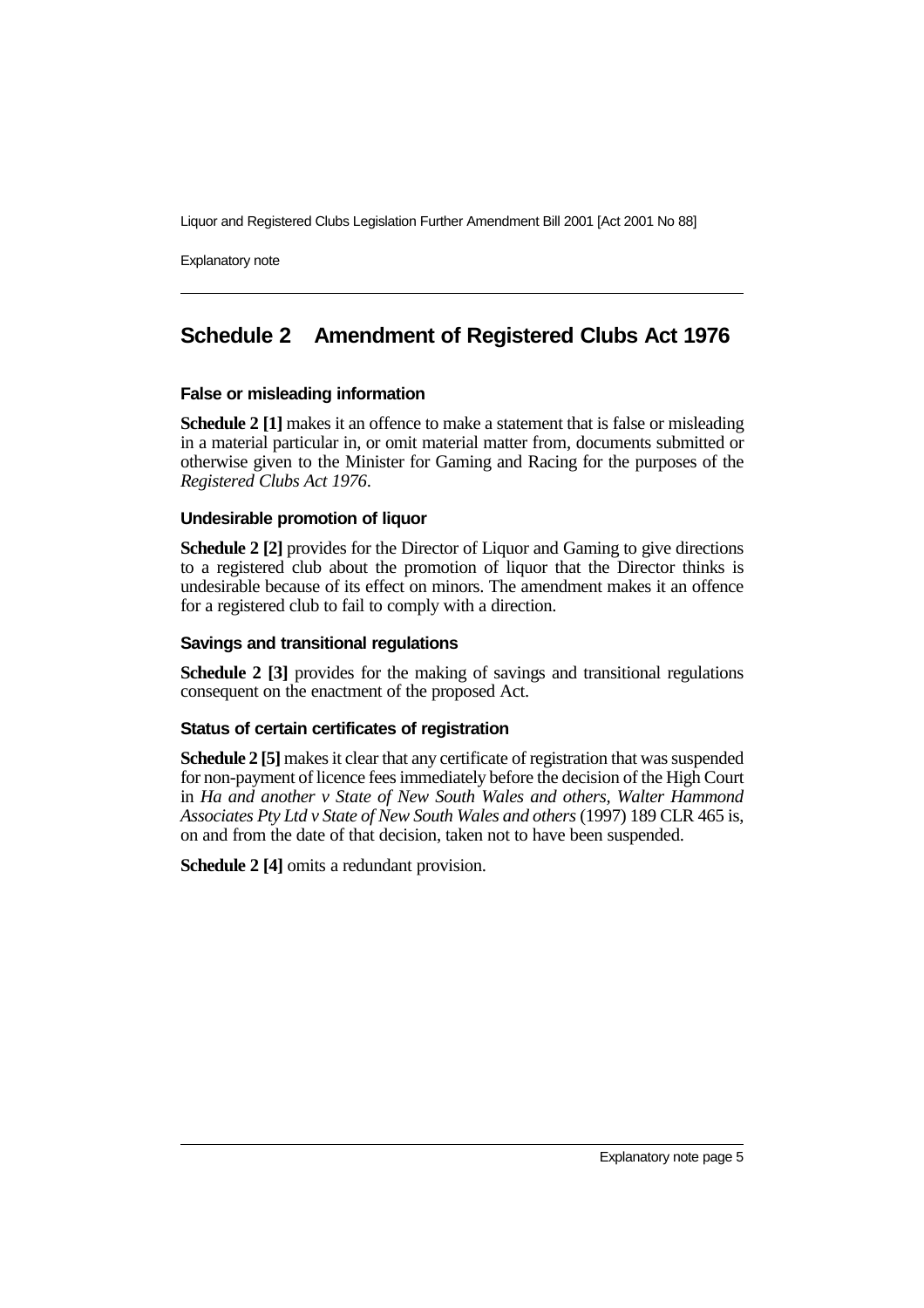## Schedule 2 Amendment of Registered Clubs Act 1976

### False or misleading information

**Schedule 2 [1]** makes it an offence to make a statement that is false or misleading in a material particular in, or omit material matter from, documents submitted or otherwise given to the Minister for Gaming and Racing for the purposes of the *Registered Clubs Act 1976*.

### Undesirable promotion of liquor

**Schedule 2 [2]** provides for the Director of Liquor and Gaming to give directions to a registered club about the promotion of liquor that the Director thinks is undesirable because of its effect on minors. The amendment makes it an offence for a registered club to fail to comply with a direction.

### Savings and transitional regulations

**Schedule 2 [3]** provides for the making of savings and transitional regulations consequent on the enactment of the proposed Act.

### Status of certain certificates of registration

**Schedule 2 [5]** makes it clear that any certificate of registration that was suspended for non-payment of licence fees immediately before the decision of the High Court in *Ha and another v State of New South Wales and others, Walter Hammond Associates Pty Ltd v State of New South Wales and others* (1997) 189 CLR 465 is, on and from the date of that decision, taken not to have been suspended.

**Schedule 2 [4]** omits a redundant provision.